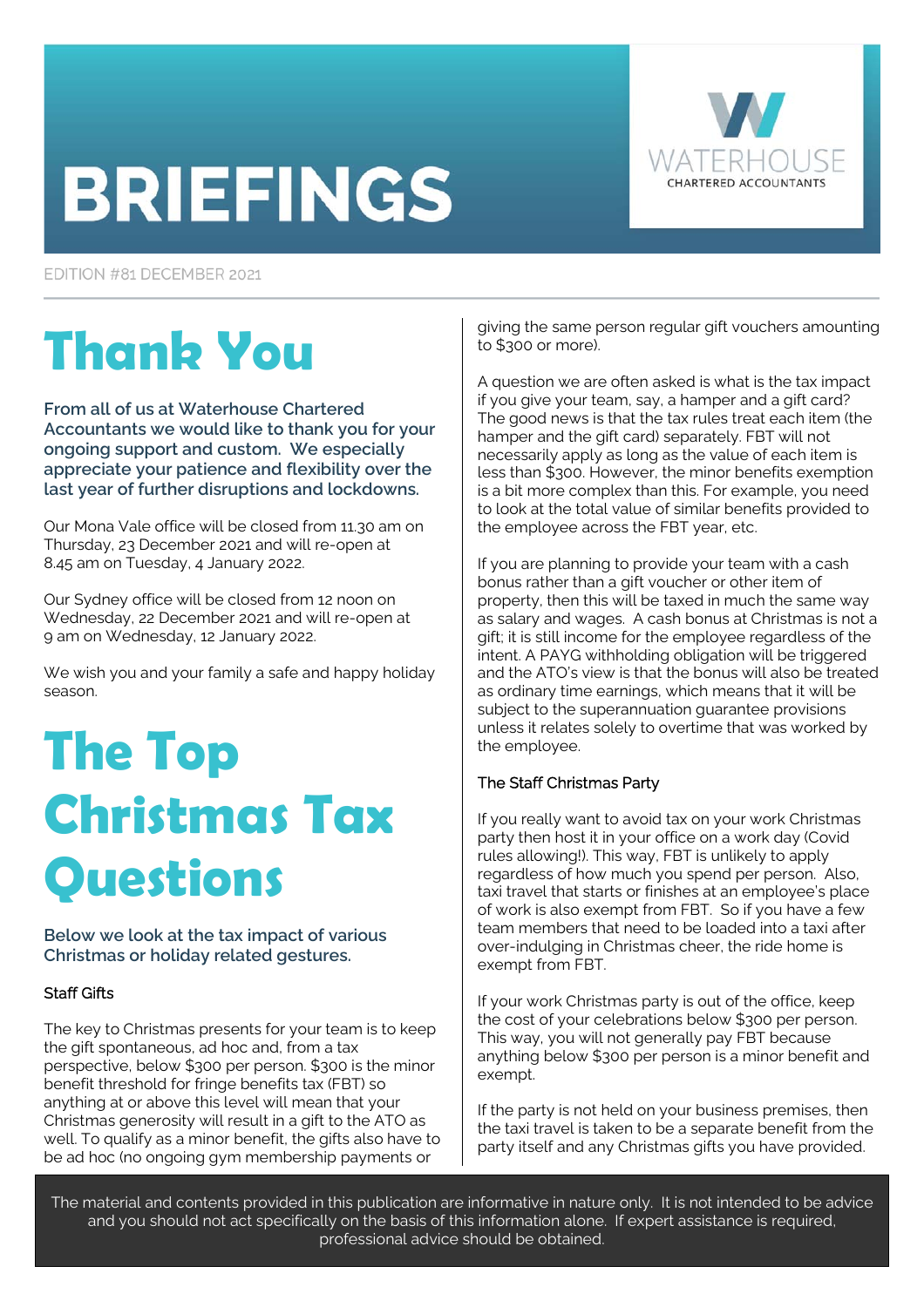# BRIEFINGS

WATERHOUSE CHARTERED ACCOUNTANTS

EDITION #81 DECEMBER 2021

# Thank You

**From all of us at Waterhouse Chartered Accountants we would like to thank you for your ongoing support and custom. We especially appreciate your patience and flexibility over the last year of further disruptions and lockdowns.**

Our Mona Vale office will be closed from 11.30 am on Thursday, 23 December 2021 and will re-open at 8.45 am on Tuesday, 4 January 2022.

Our Sydney office will be closed from 12 noon on Wednesday, 22 December 2021 and will re-open at 9 am on Wednesday, 12 January 2022.

We wish you and your family a safe and happy holiday season.

# The Top Christmas Tax Questions

**Below we look at the tax impact of various Christmas or holiday related gestures.**

### Staff Gifts

The key to Christmas presents for your team is to keep the gift spontaneous, ad hoc and, from a tax perspective, below $300 per person. $300 is the minor benefit threshold for fringe benefits tax (FBT) so anything at or above this level will mean that your Christmas generosity will result in a gift to the ATO as well. To qualify as a minor benefit, the gifts also have to be ad hoc (no ongoing gym membership payments or giving the same person regular gift vouchers amounting to $300 or more).

A question we are often asked is what is the tax impact if you give your team, say, a hamper and a gift card? The good news is that the tax rules treat each item (the hamper and the gift card) separately. FBT will not necessarily apply as long as the value of each item is less than $300. However, the minor benefits exemption is a bit more complex than this. For example, you need to look at the total value of similar benefits provided to the employee across the FBT year, etc.

If you are planning to provide your team with a cash bonus rather than a gift voucher or other item of property, then this will be taxed in much the same way as salary and wages. A cash bonus at Christmas is not a gift; it is still income for the employee regardless of the intent. A PAYG withholding obligation will be triggered and the ATO's view is that the bonus will also be treated as ordinary time earnings, which means that it will be subject to the superannuation guarantee provisions unless it relates solely to overtime that was worked by the employee.

### The Staff Christmas Party

If you really want to avoid tax on your work Christmas party then host it in your office on a work day (Covid rules allowing!). This way, FBT is unlikely to apply regardless of how much you spend per person. Also, taxi travel that starts or finishes at an employee's place of work is also exempt from FBT. So if you have a few team members that need to be loaded into a taxi after over-indulging in Christmas cheer, the ride home is exempt from FBT.

If your work Christmas party is out of the office, keep the cost of your celebrations below $300 per person. This way, you will not generally pay FBT because anything below $300 per person is a minor benefit and exempt.

If the party is not held on your business premises, then the taxi travel is taken to be a separate benefit from the party itself and any Christmas gifts you have provided.

The material and contents provided in this publication are informative in nature only. It is not intended to be advice and you should not act specifically on the basis of this information alone. If expert assistance is required, professional advice should be obtained.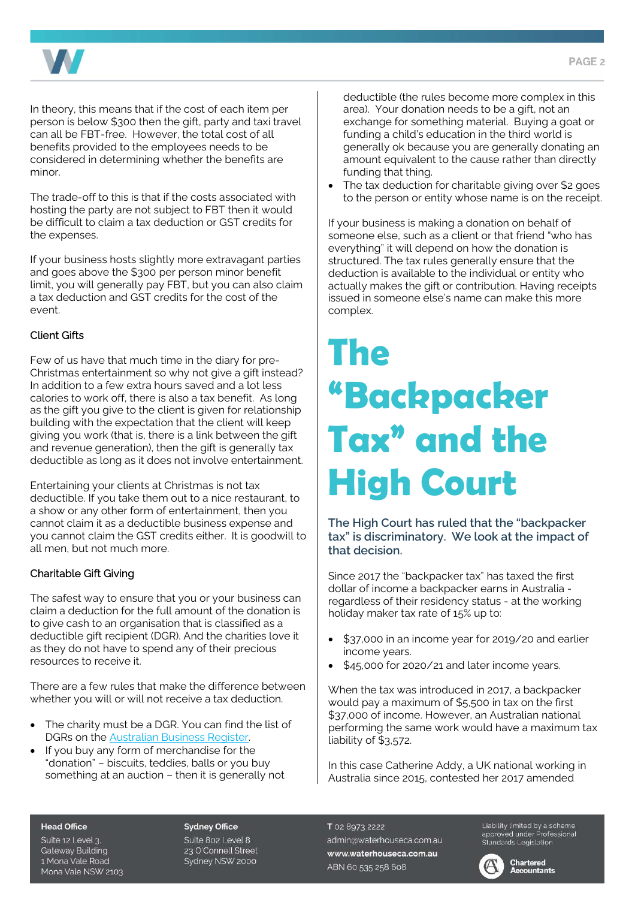In theory, this means that if the cost of each item per person is below $300 then the gift, party and taxi travel can all be FBT-free. However, the total cost of all benefits provided to the employees needs to be considered in determining whether the benefits are minor.

The trade-off to this is that if the costs associated with hosting the party are not subject to FBT then it would be difficult to claim a tax deduction or GST credits for the expenses.

If your business hosts slightly more extravagant parties and goes above the $300 per person minor benefit limit, you will generally pay FBT, but you can also claim a tax deduction and GST credits for the cost of the event.

### Client Gifts

Few of us have that much time in the diary for pre-Christmas entertainment so why not give a gift instead? In addition to a few extra hours saved and a lot less calories to work off, there is also a tax benefit. As long as the gift you give to the client is given for relationship building with the expectation that the client will keep giving you work (that is, there is a link between the gift and revenue generation), then the gift is generally tax deductible as long as it does not involve entertainment.

Entertaining your clients at Christmas is not tax deductible. If you take them out to a nice restaurant, to a show or any other form of entertainment, then you cannot claim it as a deductible business expense and you cannot claim the GST credits either. It is goodwill to all men, but not much more.

### Charitable Gift Giving

The safest way to ensure that you or your business can claim a deduction for the full amount of the donation is to give cash to an organisation that is classified as a deductible gift recipient (DGR). And the charities love it as they do not have to spend any of their precious resources to receive it.

There are a few rules that make the difference between whether you will or will not receive a tax deduction.

- The charity must be a DGR. You can find the list of DGRs on the Australian Business Register.
- If you buy any form of merchandise for the "donation" – biscuits, teddies, balls or you buy something at an auction – then it is generally not deductible (the rules become more complex in this area). Your donation needs to be a gift, not an exchange for something material. Buying a goat or funding a child's education in the third world is generally ok because you are generally donating an amount equivalent to the cause rather than directly funding that thing.
- The tax deduction for charitable giving over $2 goes to the person or entity whose name is on the receipt.

If your business is making a donation on behalf of someone else, such as a client or that friend "who has everything" it will depend on how the donation is structured. The tax rules generally ensure that the deduction is available to the individual or entity who actually makes the gift or contribution. Having receipts issued in someone else's name can make this more complex.

# The "Backpacker Tax" and the High Court

**The High Court has ruled that the "backpacker tax" is discriminatory. We look at the impact of that decision.**

Since 2017 the "backpacker tax" has taxed the first dollar of income a backpacker earns in Australia - regardless of their residency status - at the working holiday maker tax rate of 15% up to:

- $37,000 in an income year for 2019/20 and earlier income years.
- $45,000 for 2020/21 and later income years.

When the tax was introduced in 2017, a backpacker would pay a maximum of $5,500 in tax on the first $37,000 of income. However, an Australian national performing the same work would have a maximum tax liability of $3,572.

In this case Catherine Addy, a UK national working in Australia since 2015, contested her 2017 amended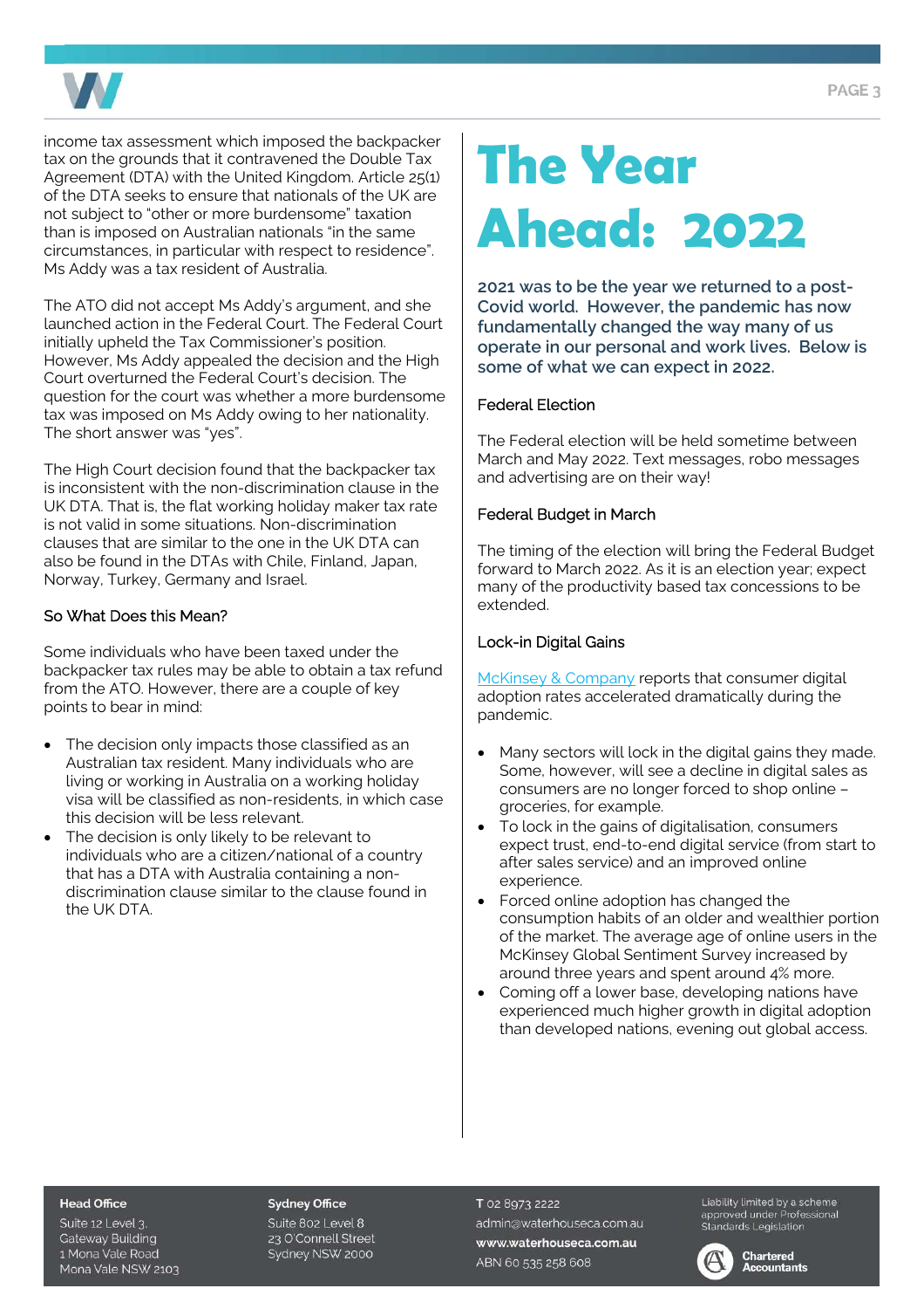income tax assessment which imposed the backpacker tax on the grounds that it contravened the Double Tax Agreement (DTA) with the United Kingdom. Article 25(1) of the DTA seeks to ensure that nationals of the UK are not subject to "other or more burdensome" taxation than is imposed on Australian nationals "in the same circumstances, in particular with respect to residence". Ms Addy was a tax resident of Australia.

The ATO did not accept Ms Addy's argument, and she launched action in the Federal Court. The Federal Court initially upheld the Tax Commissioner's position. However, Ms Addy appealed the decision and the High Court overturned the Federal Court's decision. The question for the court was whether a more burdensome tax was imposed on Ms Addy owing to her nationality. The short answer was "yes".

The High Court decision found that the backpacker tax is inconsistent with the non-discrimination clause in the UK DTA. That is, the flat working holiday maker tax rate is not valid in some situations. Non-discrimination clauses that are similar to the one in the UK DTA can also be found in the DTAs with Chile, Finland, Japan, Norway, Turkey, Germany and Israel.

### So What Does this Mean?

Some individuals who have been taxed under the backpacker tax rules may be able to obtain a tax refund from the ATO. However, there are a couple of key points to bear in mind:

- The decision only impacts those classified as an Australian tax resident. Many individuals who are living or working in Australia on a working holiday visa will be classified as non-residents, in which case this decision will be less relevant.
- The decision is only likely to be relevant to individuals who are a citizen/national of a country that has a DTA with Australia containing a non-discrimination clause similar to the clause found in the UK DTA.

# The Year Ahead: 2022

**2021 was to be the year we returned to a post-Covid world. However, the pandemic has now fundamentally changed the way many of us operate in our personal and work lives. Below is some of what we can expect in 2022.**

### Federal Election

The Federal election will be held sometime between March and May 2022. Text messages, robo messages and advertising are on their way!

### Federal Budget in March

The timing of the election will bring the Federal Budget forward to March 2022. As it is an election year; expect many of the productivity based tax concessions to be extended.

### Lock-in Digital Gains

McKinsey & Company reports that consumer digital adoption rates accelerated dramatically during the pandemic.

- Many sectors will lock in the digital gains they made. Some, however, will see a decline in digital sales as consumers are no longer forced to shop online – groceries, for example.
- To lock in the gains of digitalisation, consumers expect trust, end-to-end digital service (from start to after sales service) and an improved online experience.
- Forced online adoption has changed the consumption habits of an older and wealthier portion of the market. The average age of online users in the McKinsey Global Sentiment Survey increased by around three years and spent around 4% more.
- Coming off a lower base, developing nations have experienced much higher growth in digital adoption than developed nations, evening out global access.